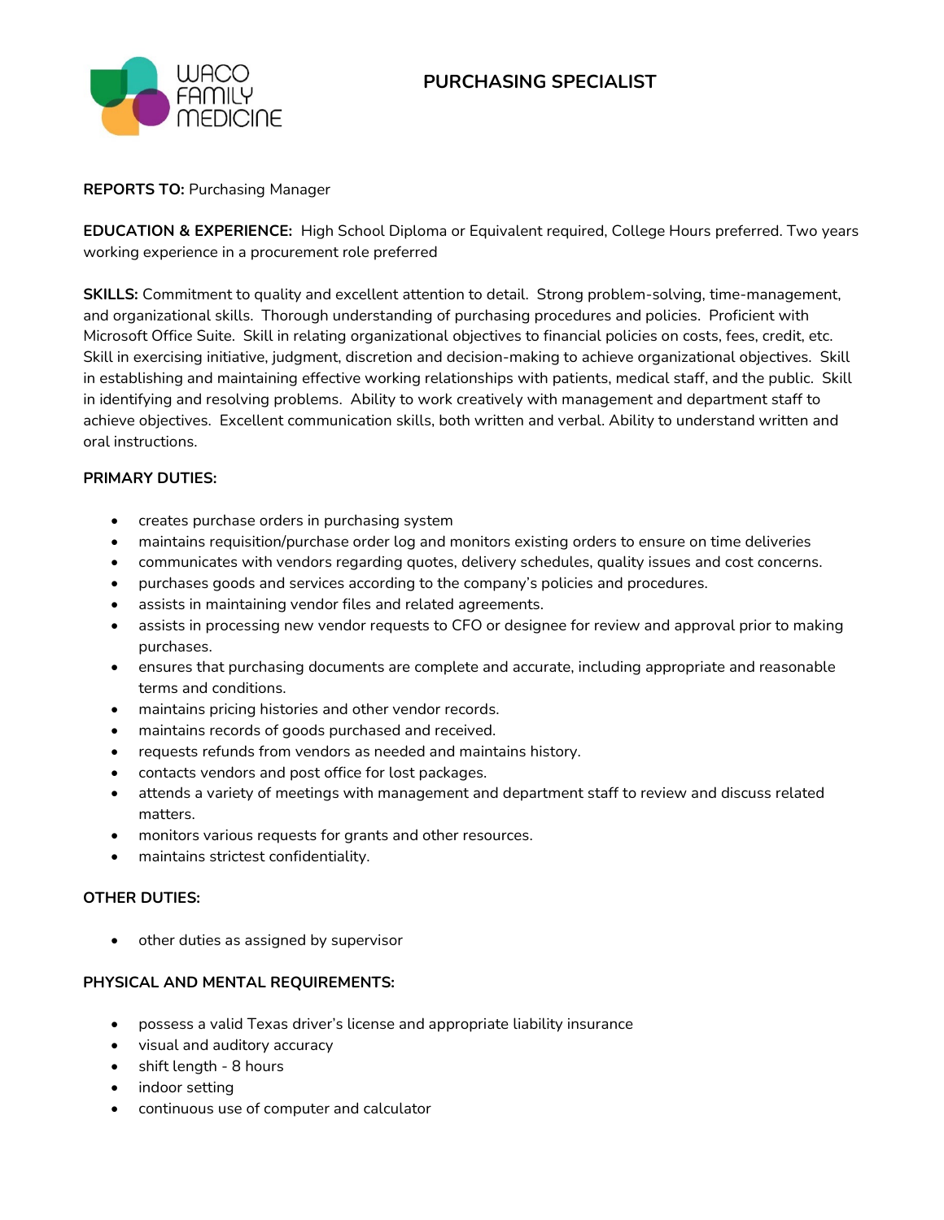WACO FAMILY MEDICINE

# PURCHASING SPECIALIST

**REPORTS TO:** Purchasing Manager

**EDUCATION & EXPERIENCE:** High School Diploma or Equivalent required, College Hours preferred. Two years working experience in a procurement role preferred

**SKILLS:** Commitment to quality and excellent attention to detail. Strong problem-solving, time-management, and organizational skills. Thorough understanding of purchasing procedures and policies. Proficient with Microsoft Office Suite. Skill in relating organizational objectives to financial policies on costs, fees, credit, etc. Skill in exercising initiative, judgment, discretion and decision-making to achieve organizational objectives. Skill in establishing and maintaining effective working relationships with patients, medical staff, and the public. Skill in identifying and resolving problems. Ability to work creatively with management and department staff to achieve objectives. Excellent communication skills, both written and verbal. Ability to understand written and oral instructions.

**PRIMARY DUTIES:**

- creates purchase orders in purchasing system
- maintains requisition/purchase order log and monitors existing orders to ensure on time deliveries
- communicates with vendors regarding quotes, delivery schedules, quality issues and cost concerns.
- purchases goods and services according to the company's policies and procedures.
- assists in maintaining vendor files and related agreements.
- assists in processing new vendor requests to CFO or designee for review and approval prior to making purchases.
- ensures that purchasing documents are complete and accurate, including appropriate and reasonable terms and conditions.
- maintains pricing histories and other vendor records.
- maintains records of goods purchased and received.
- requests refunds from vendors as needed and maintains history.
- contacts vendors and post office for lost packages.
- attends a variety of meetings with management and department staff to review and discuss related matters.
- monitors various requests for grants and other resources.
- maintains strictest confidentiality.

**OTHER DUTIES:**

- other duties as assigned by supervisor

**PHYSICAL AND MENTAL REQUIREMENTS:**

- possess a valid Texas driver's license and appropriate liability insurance
- visual and auditory accuracy
- shift length - 8 hours
- indoor setting
- continuous use of computer and calculator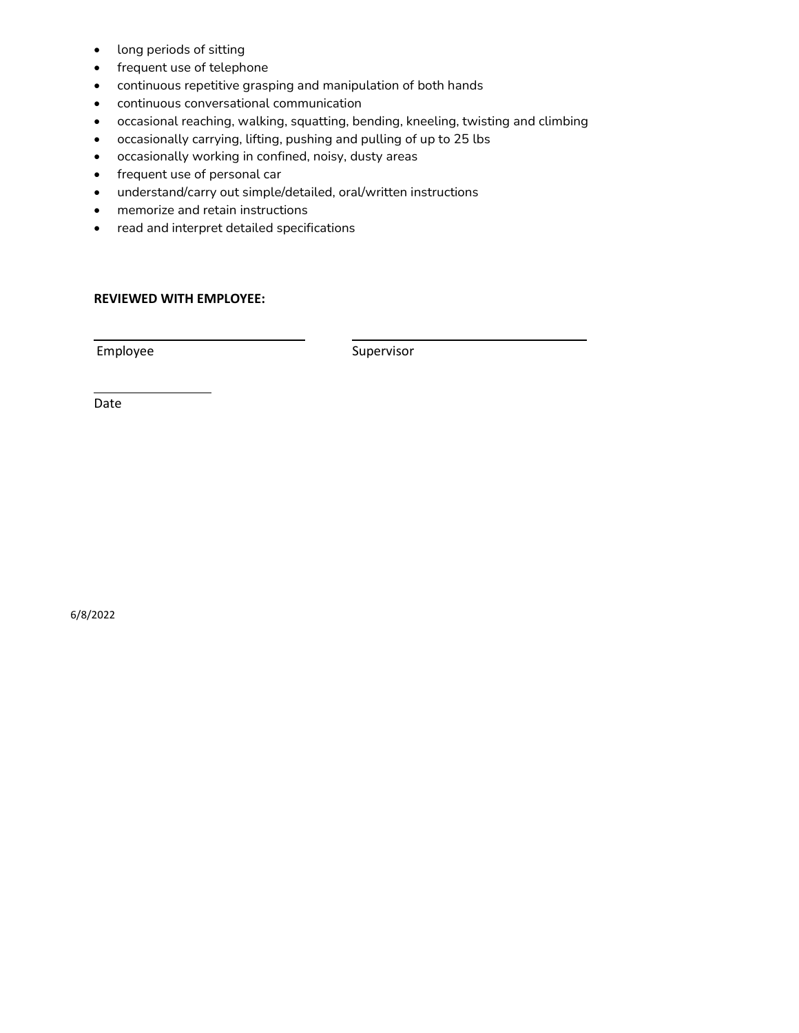- long periods of sitting
- frequent use of telephone
- continuous repetitive grasping and manipulation of both hands
- continuous conversational communication
- occasional reaching, walking, squatting, bending, kneeling, twisting and climbing
- occasionally carrying, lifting, pushing and pulling of up to 25 lbs
- occasionally working in confined, noisy, dusty areas
- frequent use of personal car
- understand/carry out simple/detailed, oral/written instructions
- memorize and retain instructions
- read and interpret detailed specifications

**REVIEWED WITH EMPLOYEE:**

_____________________________ _____________________________
Employee Supervisor

_______________
Date

6/8/2022